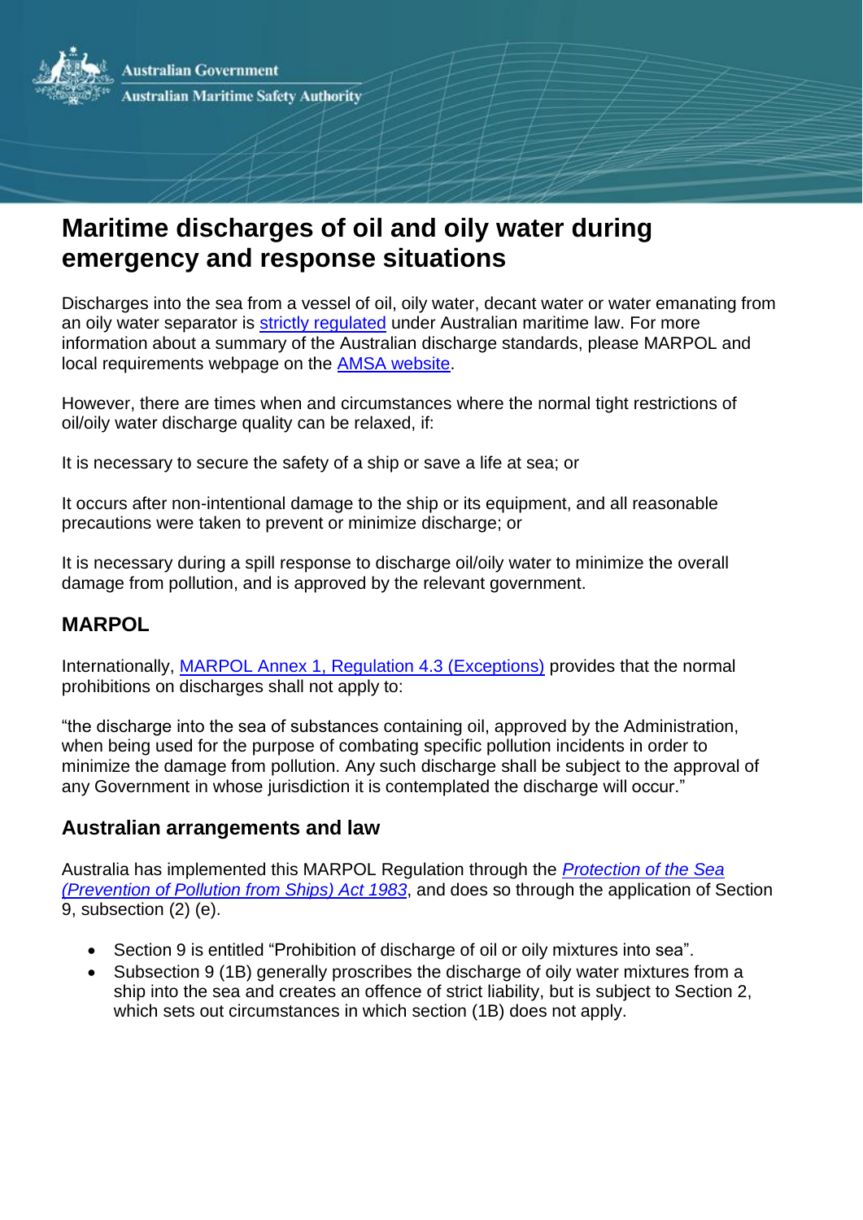Australian Government
Australian Maritime Safety Authority

# Maritime discharges of oil and oily water during emergency and response situations

Discharges into the sea from a vessel of oil, oily water, decant water or water emanating from an oily water separator is strictly regulated under Australian maritime law. For more information about a summary of the Australian discharge standards, please MARPOL and local requirements webpage on the AMSA website.

However, there are times when and circumstances where the normal tight restrictions of oil/oily water discharge quality can be relaxed, if:

It is necessary to secure the safety of a ship or save a life at sea; or

It occurs after non-intentional damage to the ship or its equipment, and all reasonable precautions were taken to prevent or minimize discharge; or

It is necessary during a spill response to discharge oil/oily water to minimize the overall damage from pollution, and is approved by the relevant government.

## MARPOL

Internationally, MARPOL Annex 1, Regulation 4.3 (Exceptions) provides that the normal prohibitions on discharges shall not apply to:

"the discharge into the sea of substances containing oil, approved by the Administration, when being used for the purpose of combating specific pollution incidents in order to minimize the damage from pollution. Any such discharge shall be subject to the approval of any Government in whose jurisdiction it is contemplated the discharge will occur."

## Australian arrangements and law

Australia has implemented this MARPOL Regulation through the *Protection of the Sea (Prevention of Pollution from Ships) Act 1983*, and does so through the application of Section 9, subsection (2) (e).

- Section 9 is entitled "Prohibition of discharge of oil or oily mixtures into sea".
- Subsection 9 (1B) generally proscribes the discharge of oily water mixtures from a ship into the sea and creates an offence of strict liability, but is subject to Section 2, which sets out circumstances in which section (1B) does not apply.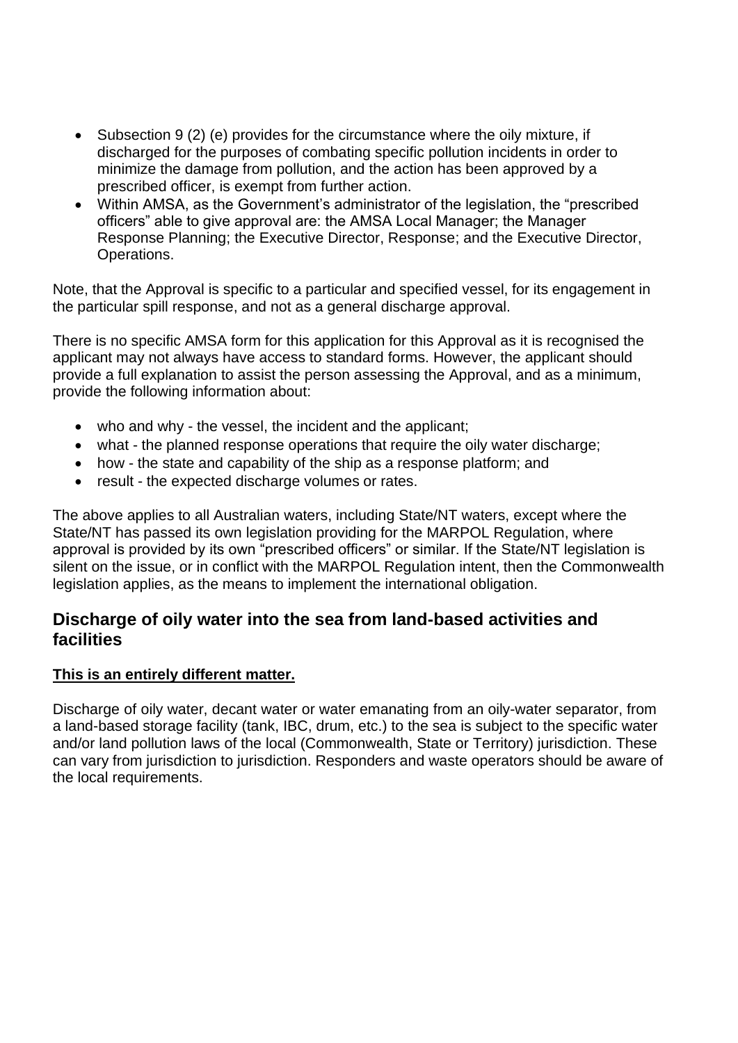- Subsection 9 (2) (e) provides for the circumstance where the oily mixture, if discharged for the purposes of combating specific pollution incidents in order to minimize the damage from pollution, and the action has been approved by a prescribed officer, is exempt from further action.
- Within AMSA, as the Government's administrator of the legislation, the "prescribed officers" able to give approval are: the AMSA Local Manager; the Manager Response Planning; the Executive Director, Response; and the Executive Director, Operations.

Note, that the Approval is specific to a particular and specified vessel, for its engagement in the particular spill response, and not as a general discharge approval.

There is no specific AMSA form for this application for this Approval as it is recognised the applicant may not always have access to standard forms. However, the applicant should provide a full explanation to assist the person assessing the Approval, and as a minimum, provide the following information about:

- who and why - the vessel, the incident and the applicant;
- what - the planned response operations that require the oily water discharge;
- how - the state and capability of the ship as a response platform; and
- result - the expected discharge volumes or rates.

The above applies to all Australian waters, including State/NT waters, except where the State/NT has passed its own legislation providing for the MARPOL Regulation, where approval is provided by its own "prescribed officers" or similar. If the State/NT legislation is silent on the issue, or in conflict with the MARPOL Regulation intent, then the Commonwealth legislation applies, as the means to implement the international obligation.

## Discharge of oily water into the sea from land-based activities and facilities

**This is an entirely different matter.**

Discharge of oily water, decant water or water emanating from an oily-water separator, from a land-based storage facility (tank, IBC, drum, etc.) to the sea is subject to the specific water and/or land pollution laws of the local (Commonwealth, State or Territory) jurisdiction. These can vary from jurisdiction to jurisdiction. Responders and waste operators should be aware of the local requirements.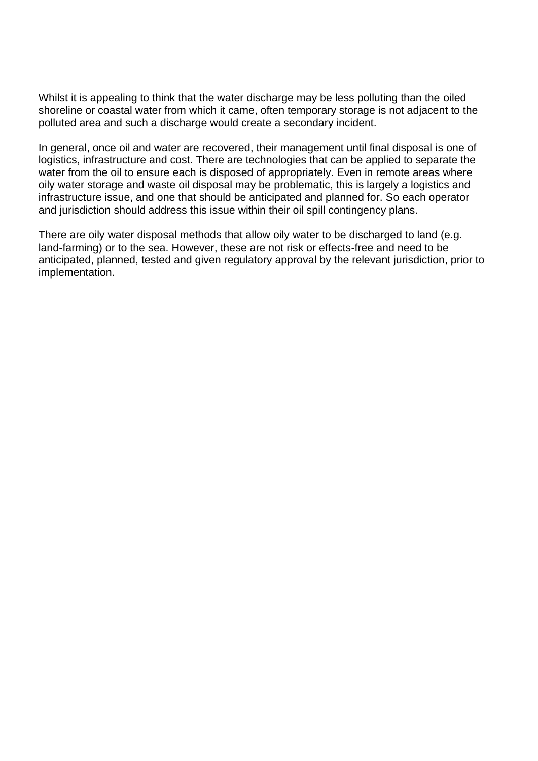Whilst it is appealing to think that the water discharge may be less polluting than the oiled shoreline or coastal water from which it came, often temporary storage is not adjacent to the polluted area and such a discharge would create a secondary incident.

In general, once oil and water are recovered, their management until final disposal is one of logistics, infrastructure and cost. There are technologies that can be applied to separate the water from the oil to ensure each is disposed of appropriately. Even in remote areas where oily water storage and waste oil disposal may be problematic, this is largely a logistics and infrastructure issue, and one that should be anticipated and planned for. So each operator and jurisdiction should address this issue within their oil spill contingency plans.

There are oily water disposal methods that allow oily water to be discharged to land (e.g. land-farming) or to the sea. However, these are not risk or effects-free and need to be anticipated, planned, tested and given regulatory approval by the relevant jurisdiction, prior to implementation.